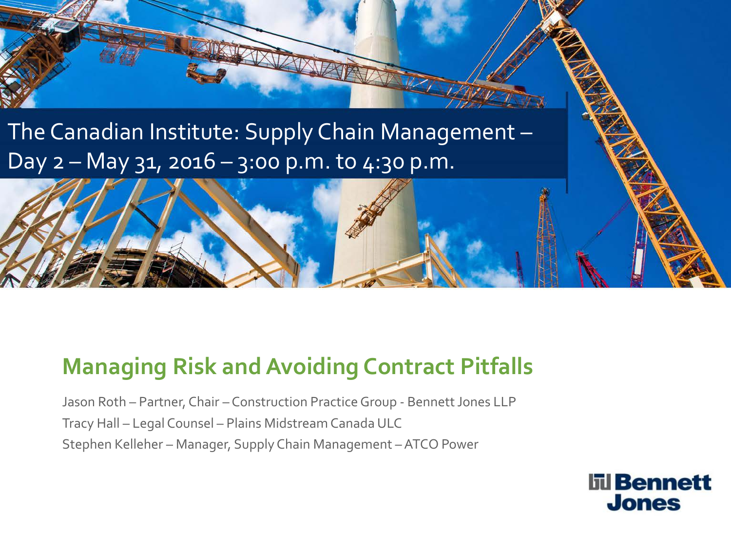The Canadian Institute: Supply Chain Management – Day 2 – May 31, 2016 – 3:00 p.m. to 4:30 p.m.

# Managing Risk and Avoiding Contract Pitfalls

Jason Roth – Partner, Chair – Construction Practice Group - Bennett Jones LLP

Tracy Hall – Legal Counsel – Plains Midstream Canada ULC

Stephen Kelleher – Manager, Supply Chain Management – ATCO Power

Bennett Jones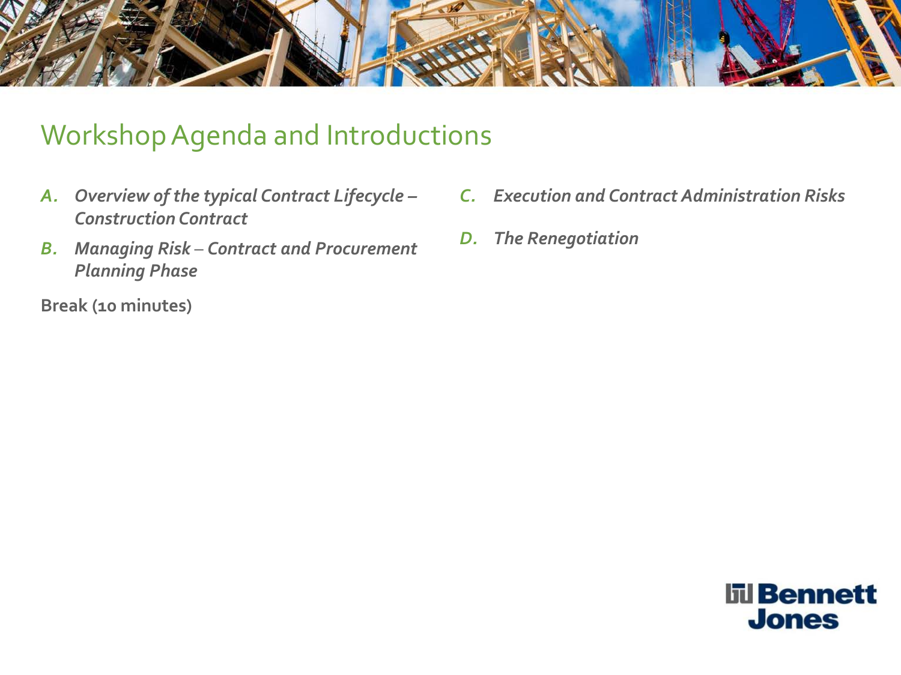# Workshop Agenda and Introductions

*A.* ***Overview of the typical Contract Lifecycle – Construction Contract***

*B.* ***Managing Risk – Contract and Procurement Planning Phase***

**Break (10 minutes)**

*C.* ***Execution and Contract Administration Risks***

*D.* ***The Renegotiation***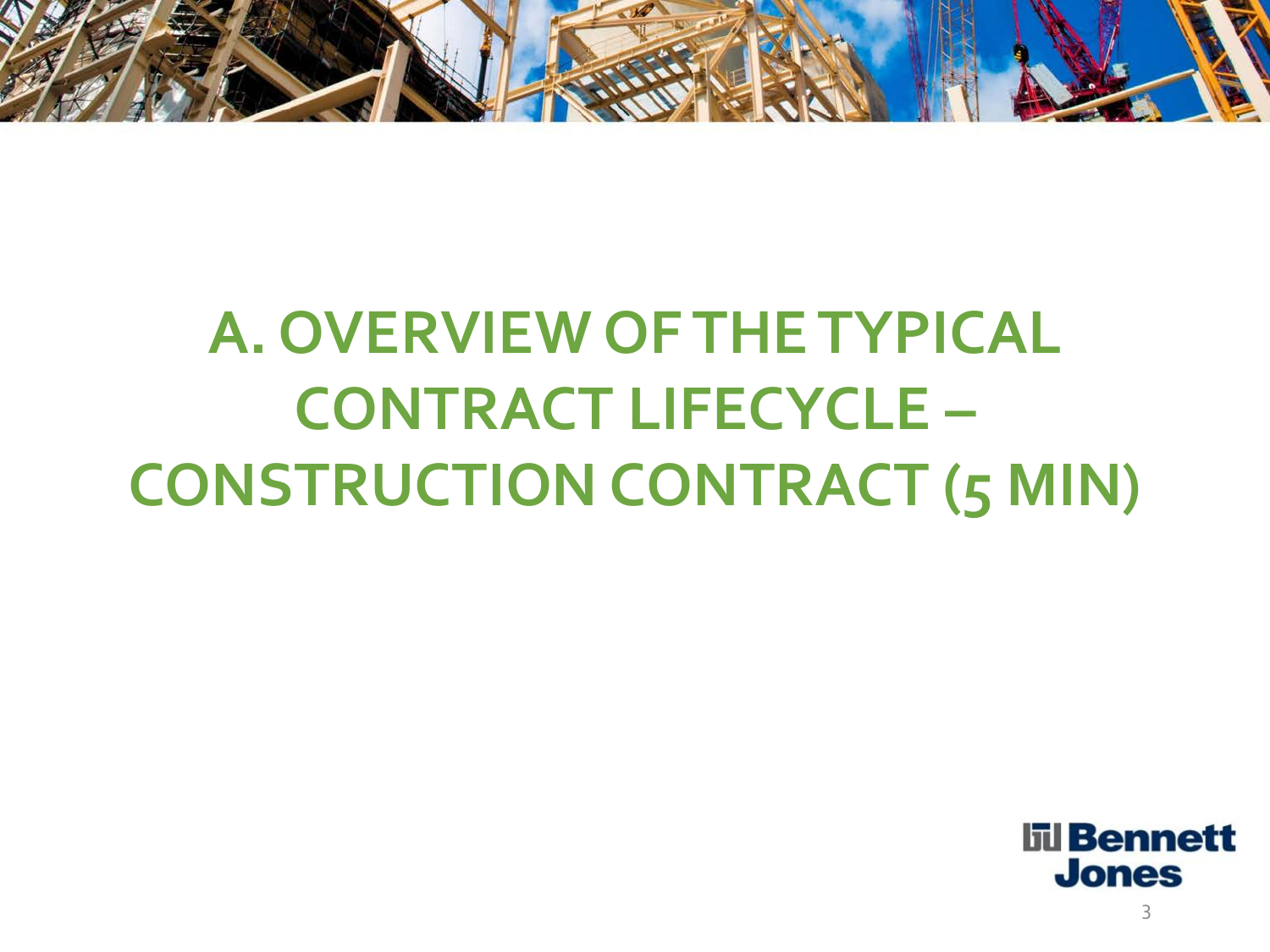# A. OVERVIEW OF THE TYPICAL CONTRACT LIFECYCLE – CONSTRUCTION CONTRACT (5 MIN)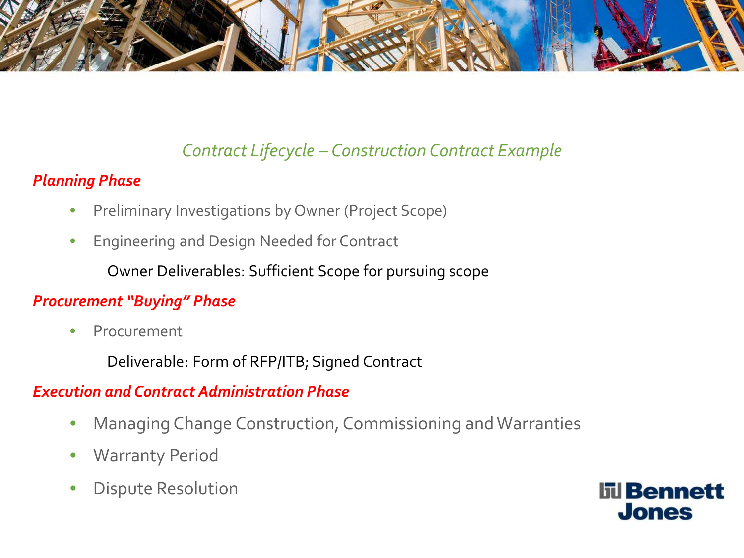## *Contract Lifecycle – Construction Contract Example*

### ***Planning Phase***

- Preliminary Investigations by Owner (Project Scope)
- Engineering and Design Needed for Contract

  Owner Deliverables: Sufficient Scope for pursuing scope

### ***Procurement "Buying" Phase***

- Procurement

  Deliverable: Form of RFP/ITB; Signed Contract

### ***Execution and Contract Administration Phase***

- Managing Change Construction, Commissioning and Warranties
- Warranty Period
- Dispute Resolution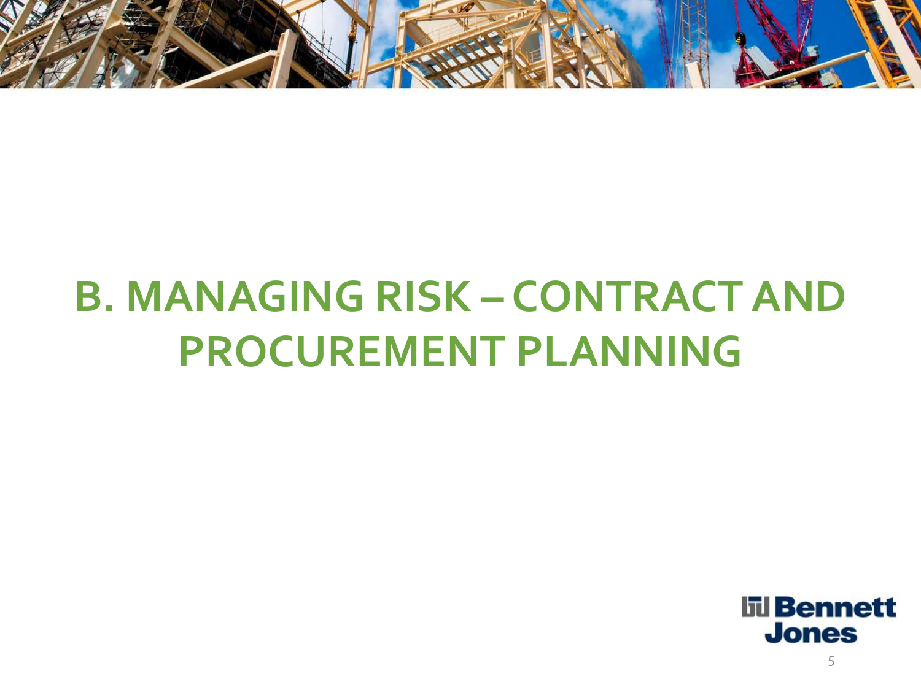# B. MANAGING RISK – CONTRACT AND PROCUREMENT PLANNING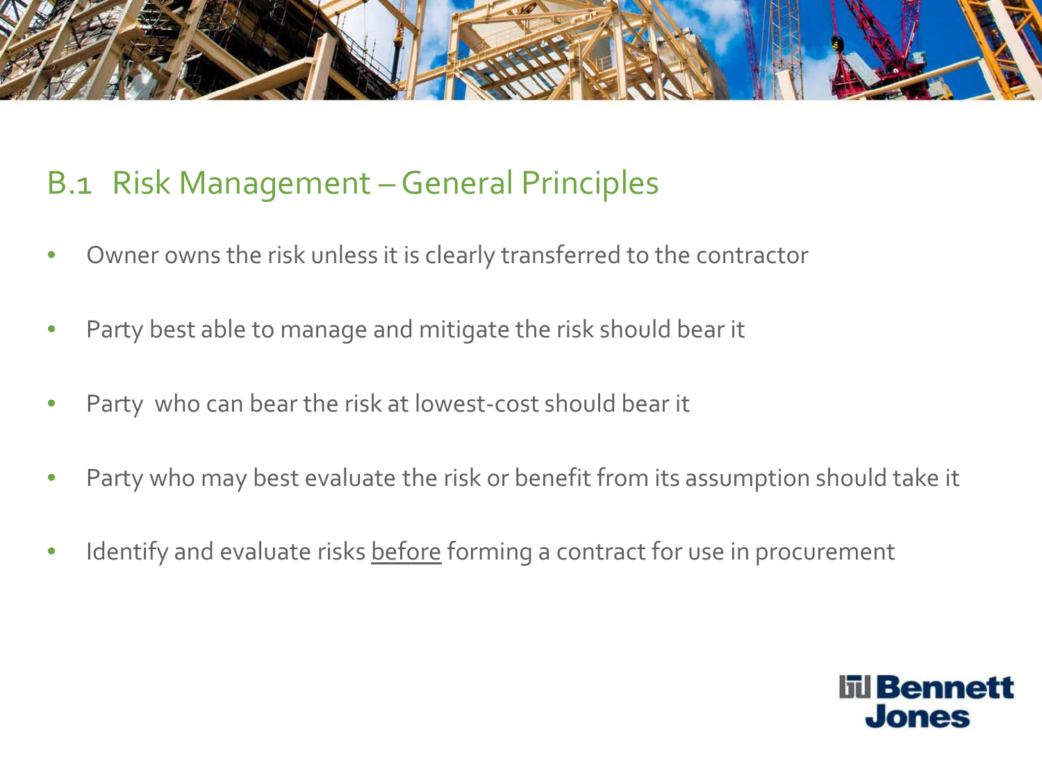## B.1 Risk Management – General Principles

- Owner owns the risk unless it is clearly transferred to the contractor
- Party best able to manage and mitigate the risk should bear it
- Party who can bear the risk at lowest-cost should bear it
- Party who may best evaluate the risk or benefit from its assumption should take it
- Identify and evaluate risks <u>before</u> forming a contract for use in procurement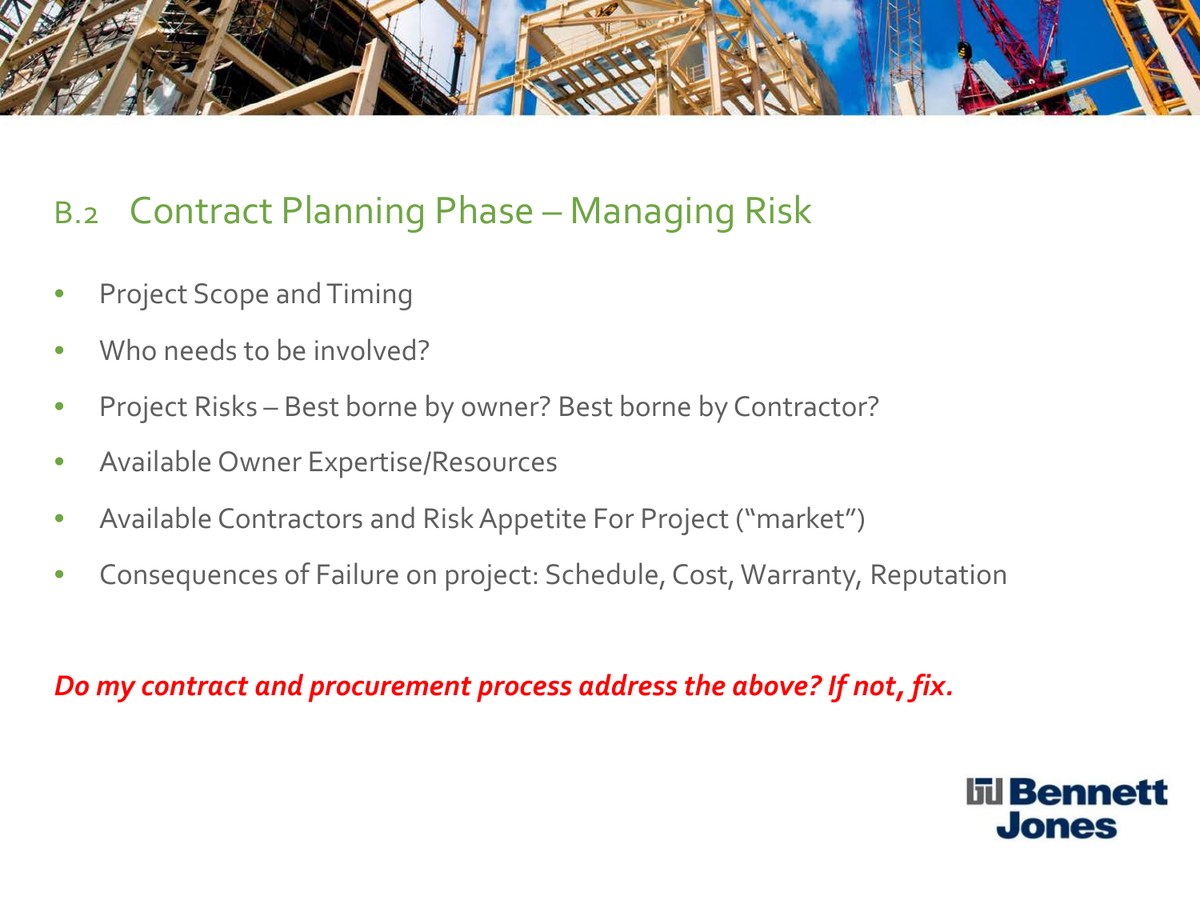## B.2 Contract Planning Phase – Managing Risk

- Project Scope and Timing
- Who needs to be involved?
- Project Risks – Best borne by owner? Best borne by Contractor?
- Available Owner Expertise/Resources
- Available Contractors and Risk Appetite For Project ("market")
- Consequences of Failure on project: Schedule, Cost, Warranty, Reputation

***Do my contract and procurement process address the above? If not, fix.***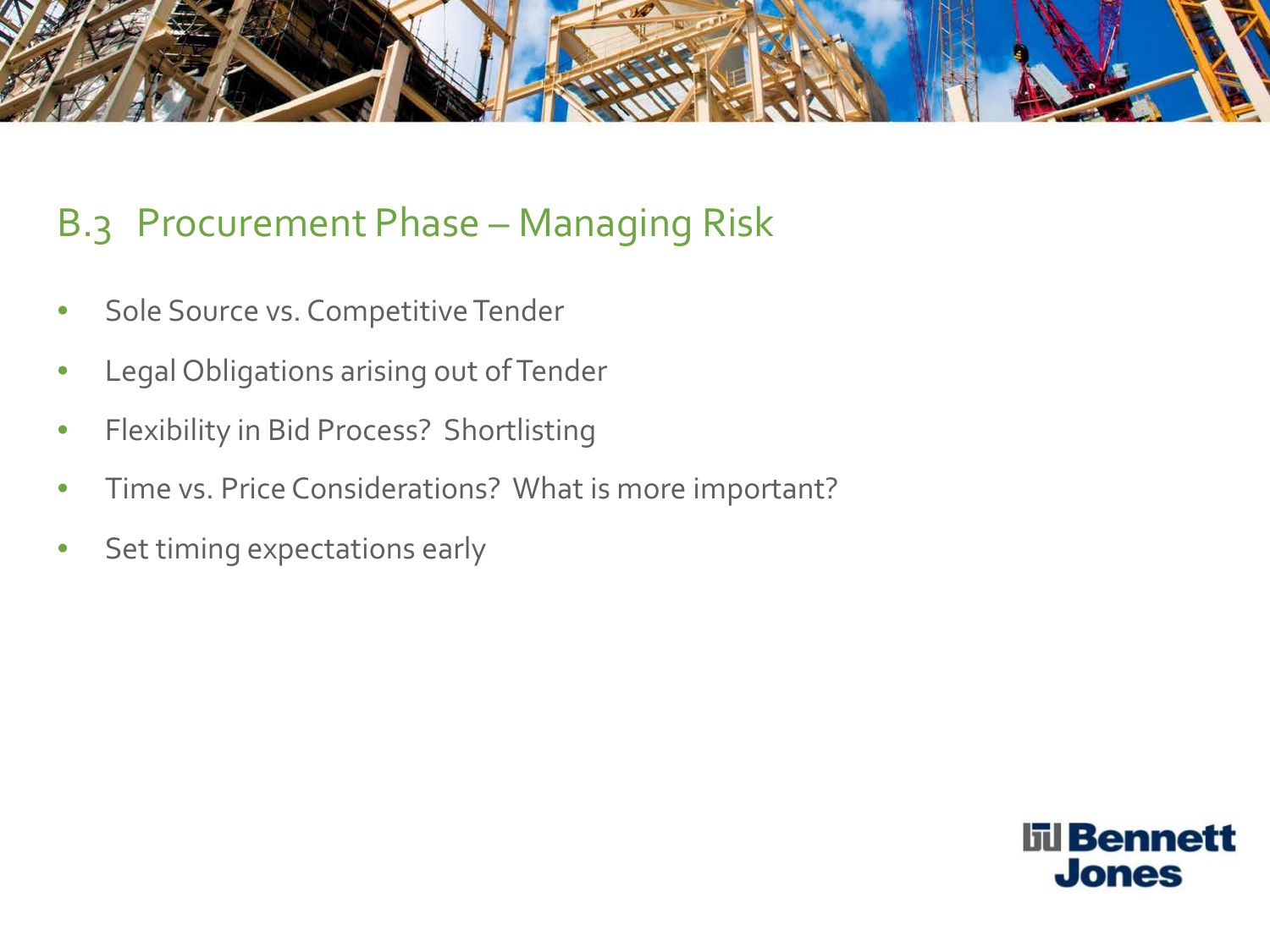## B.3 Procurement Phase – Managing Risk

- Sole Source vs. Competitive Tender
- Legal Obligations arising out of Tender
- Flexibility in Bid Process? Shortlisting
- Time vs. Price Considerations? What is more important?
- Set timing expectations early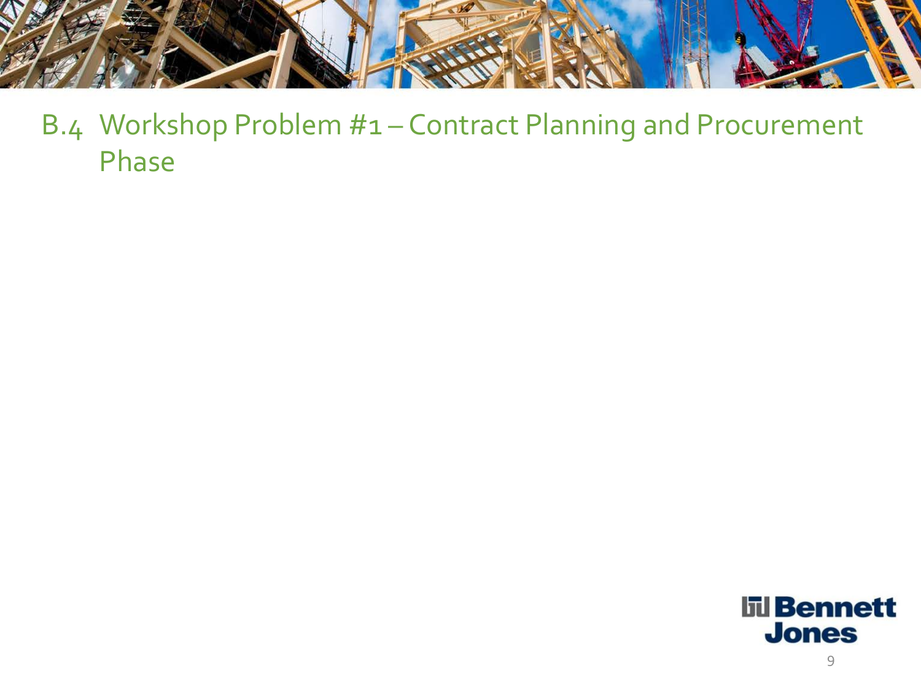# B.4 Workshop Problem #1 – Contract Planning and Procurement Phase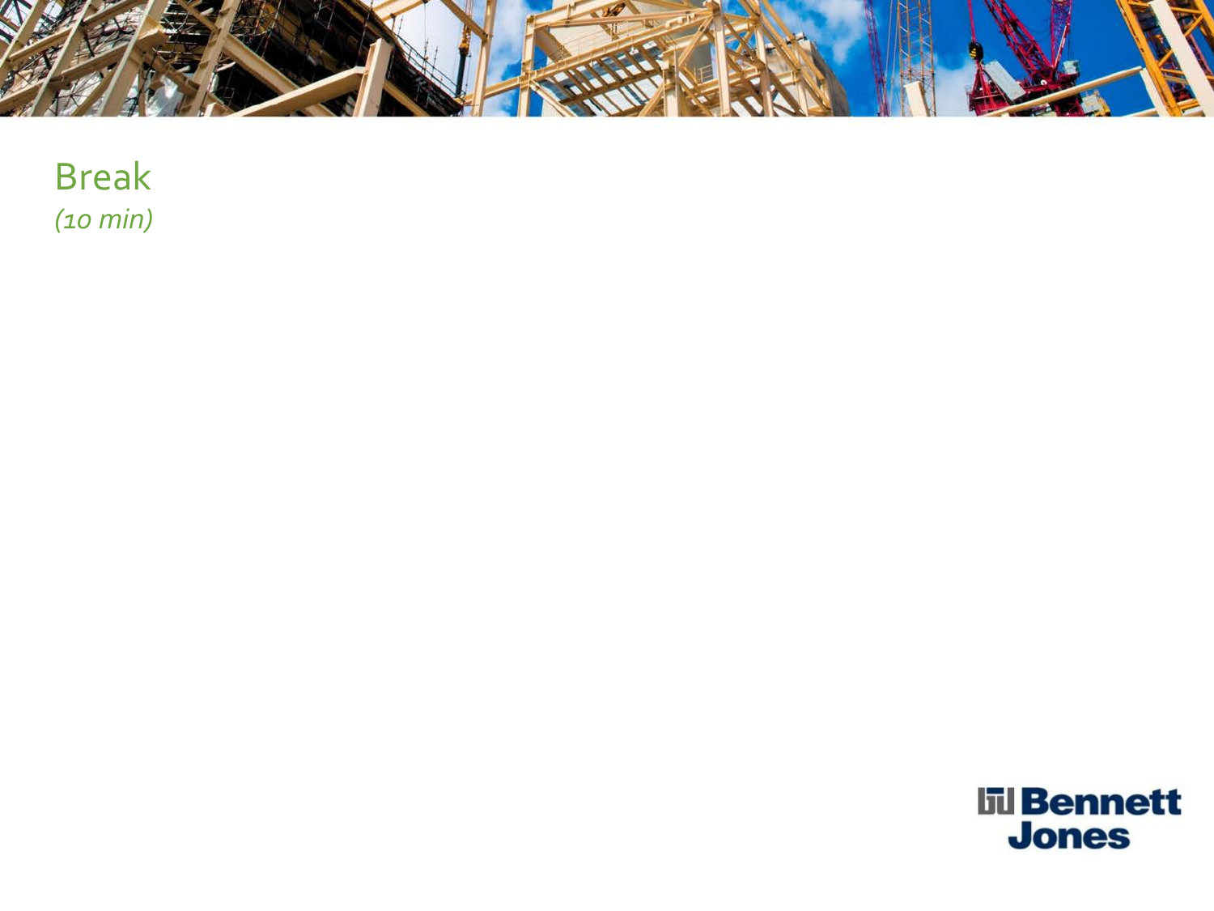# Break

*(10 min)*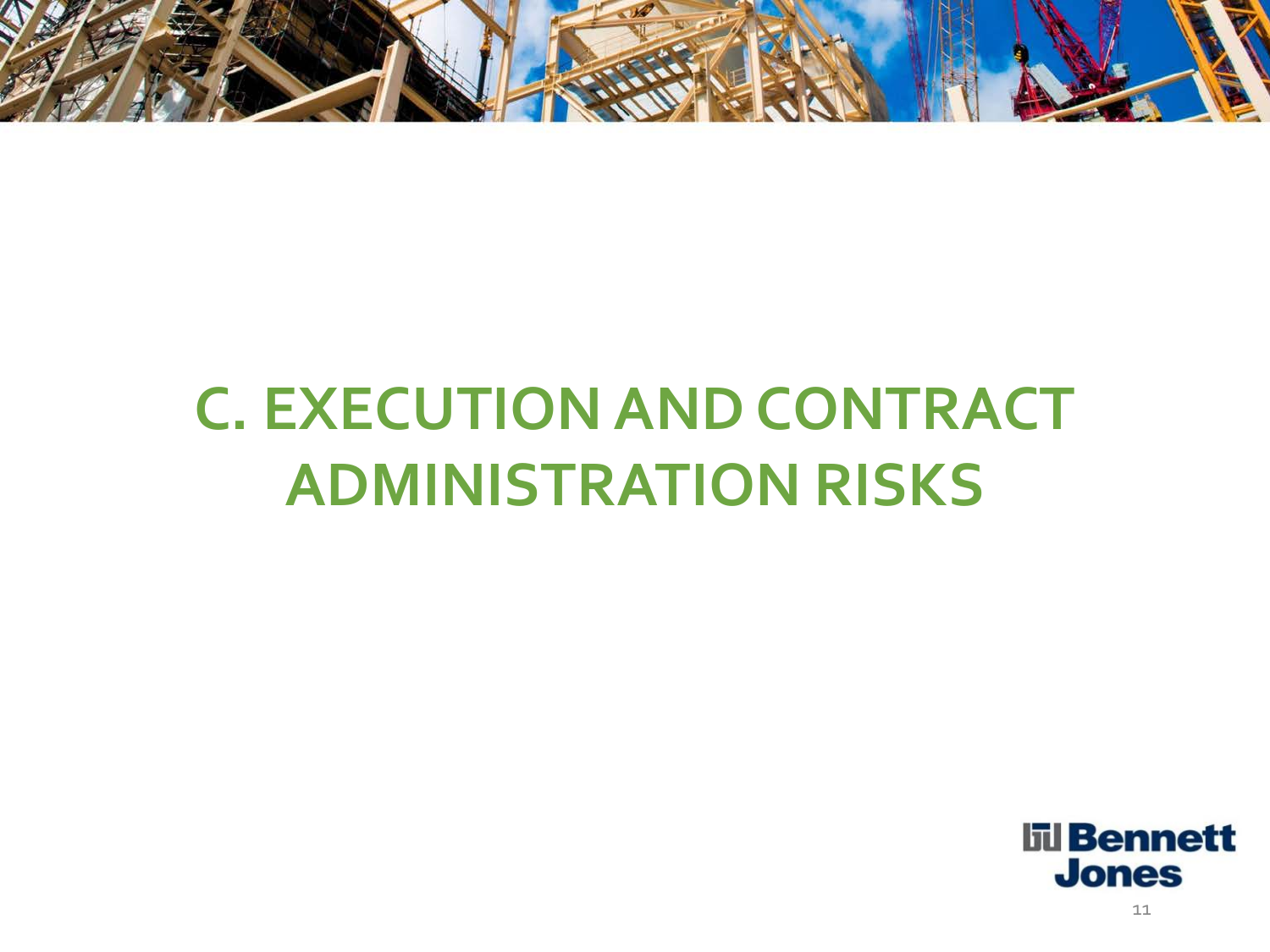# C. EXECUTION AND CONTRACT ADMINISTRATION RISKS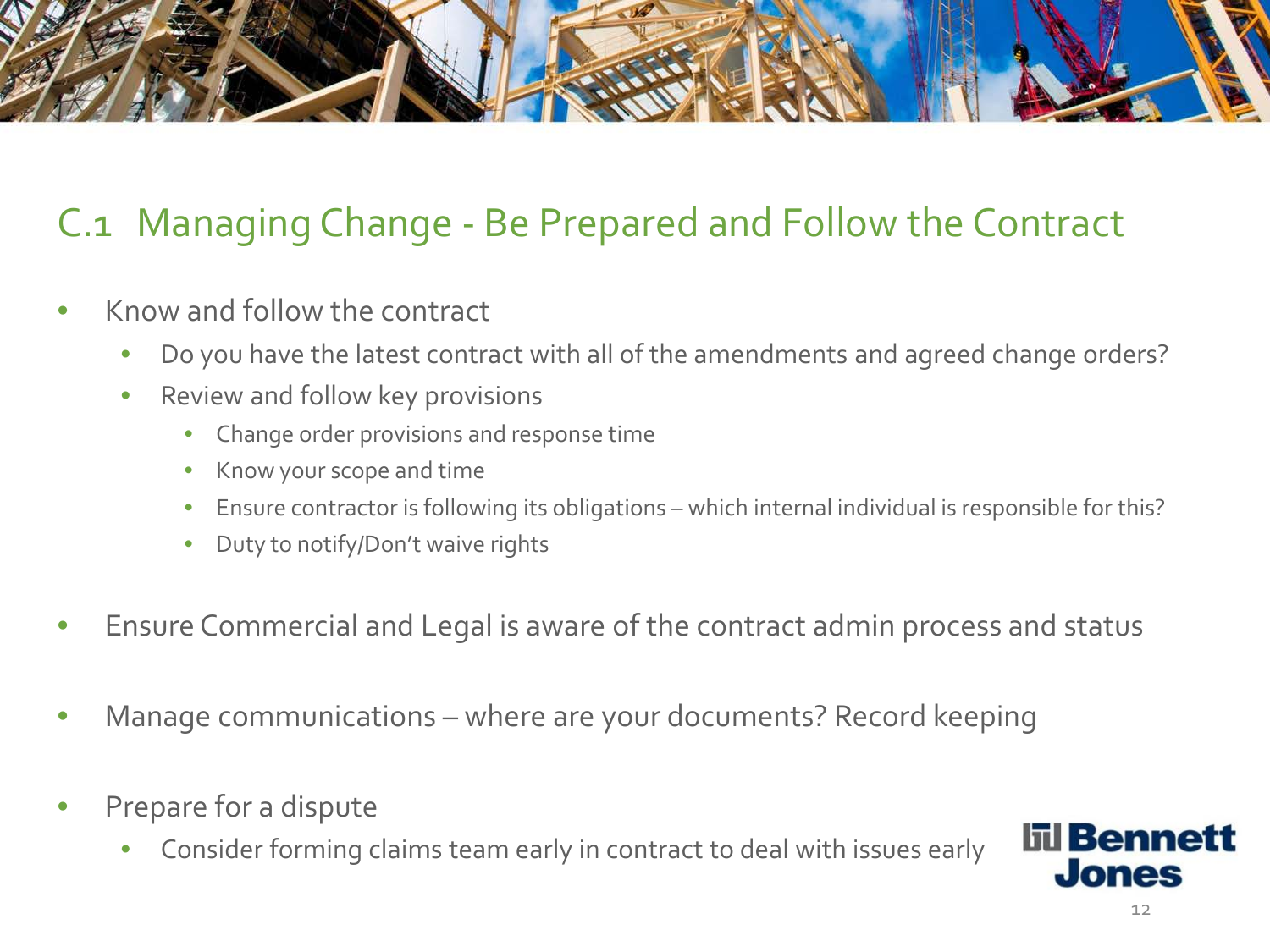## C.1 Managing Change - Be Prepared and Follow the Contract

- Know and follow the contract
  - Do you have the latest contract with all of the amendments and agreed change orders?
  - Review and follow key provisions
    - Change order provisions and response time
    - Know your scope and time
    - Ensure contractor is following its obligations – which internal individual is responsible for this?
    - Duty to notify/Don't waive rights
- Ensure Commercial and Legal is aware of the contract admin process and status
- Manage communications – where are your documents? Record keeping
- Prepare for a dispute
  - Consider forming claims team early in contract to deal with issues early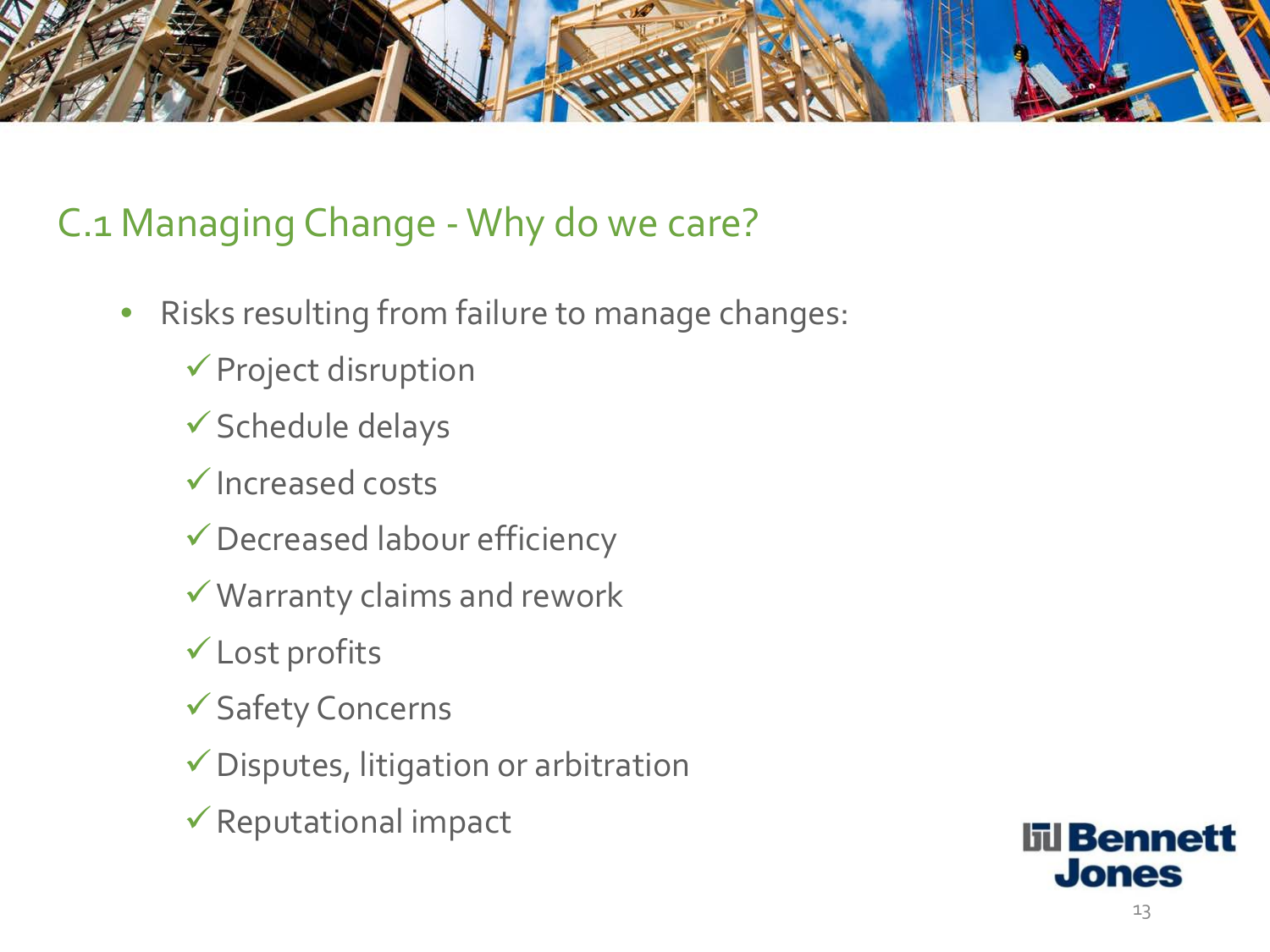## C.1 Managing Change - Why do we care?

- Risks resulting from failure to manage changes:
  - ✓ Project disruption
  - ✓ Schedule delays
  - ✓ Increased costs
  - ✓ Decreased labour efficiency
  - ✓ Warranty claims and rework
  - ✓ Lost profits
  - ✓ Safety Concerns
  - ✓ Disputes, litigation or arbitration
  - ✓ Reputational impact

Bennett Jones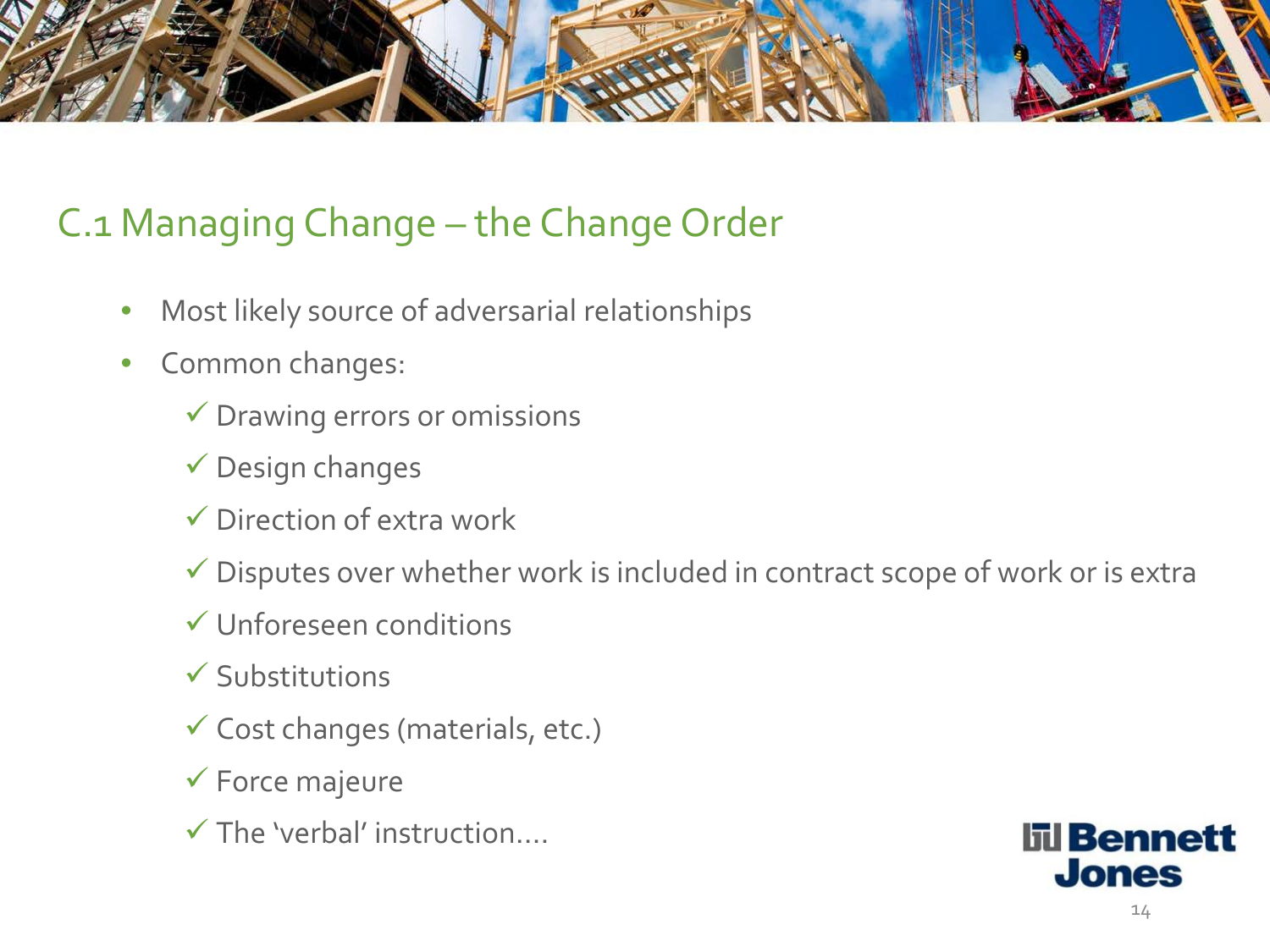## C.1 Managing Change – the Change Order

- Most likely source of adversarial relationships
- Common changes:
  - ✓ Drawing errors or omissions
  - ✓ Design changes
  - ✓ Direction of extra work
  - ✓ Disputes over whether work is included in contract scope of work or is extra
  - ✓ Unforeseen conditions
  - ✓ Substitutions
  - ✓ Cost changes (materials, etc.)
  - ✓ Force majeure
  - ✓ The 'verbal' instruction....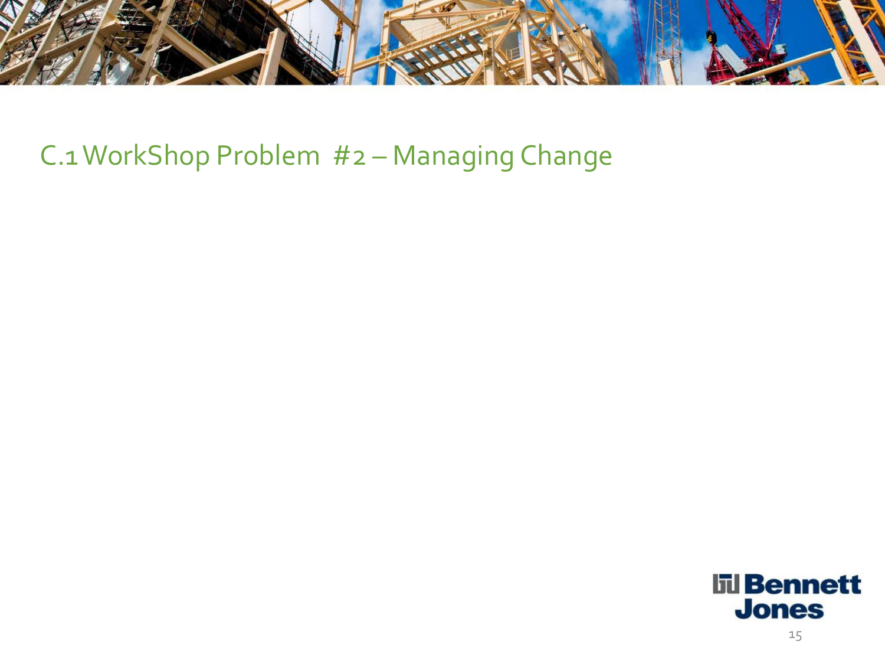# C.1 WorkShop Problem #2 – Managing Change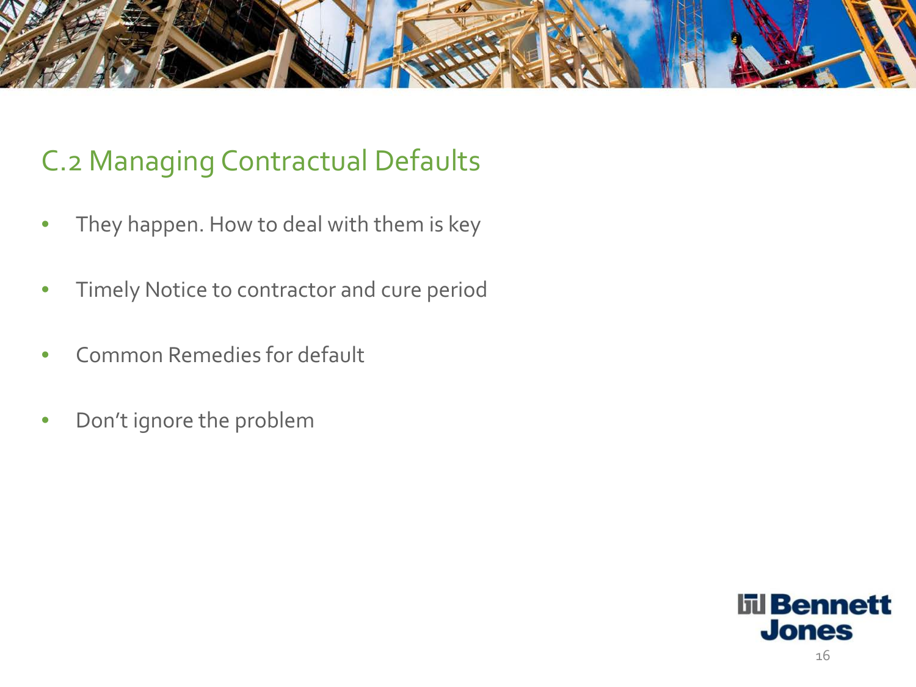## C.2 Managing Contractual Defaults

- They happen. How to deal with them is key
- Timely Notice to contractor and cure period
- Common Remedies for default
- Don’t ignore the problem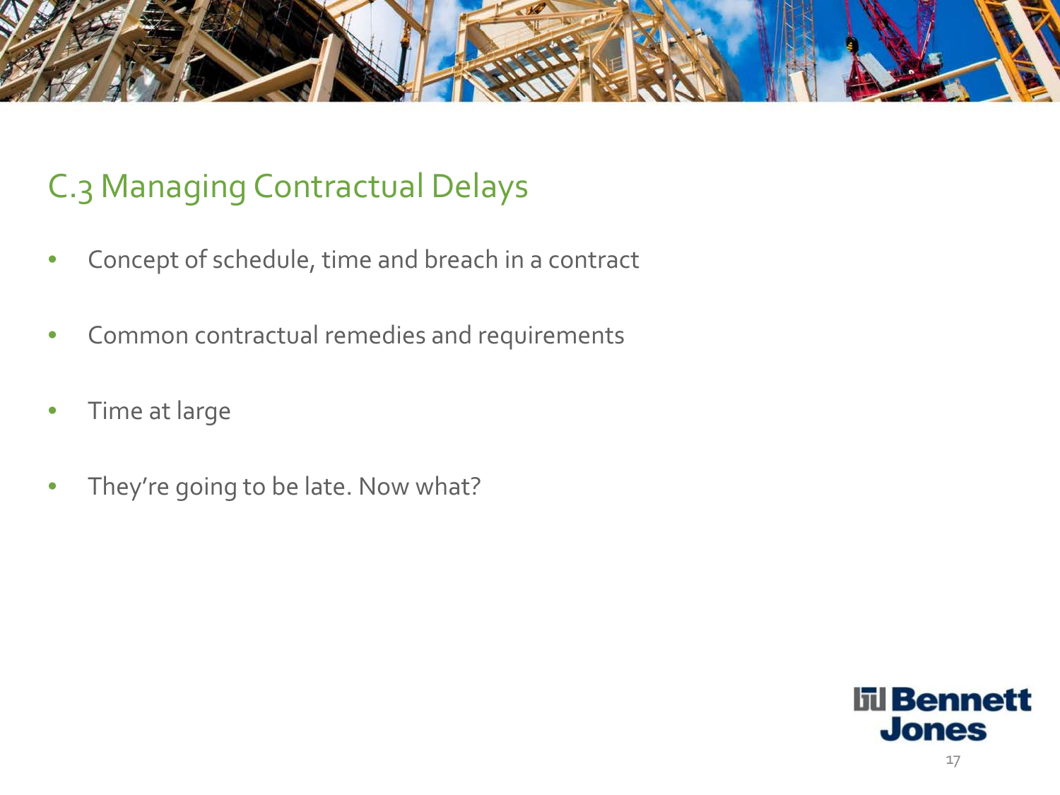## C.3 Managing Contractual Delays

- Concept of schedule, time and breach in a contract
- Common contractual remedies and requirements
- Time at large
- They're going to be late. Now what?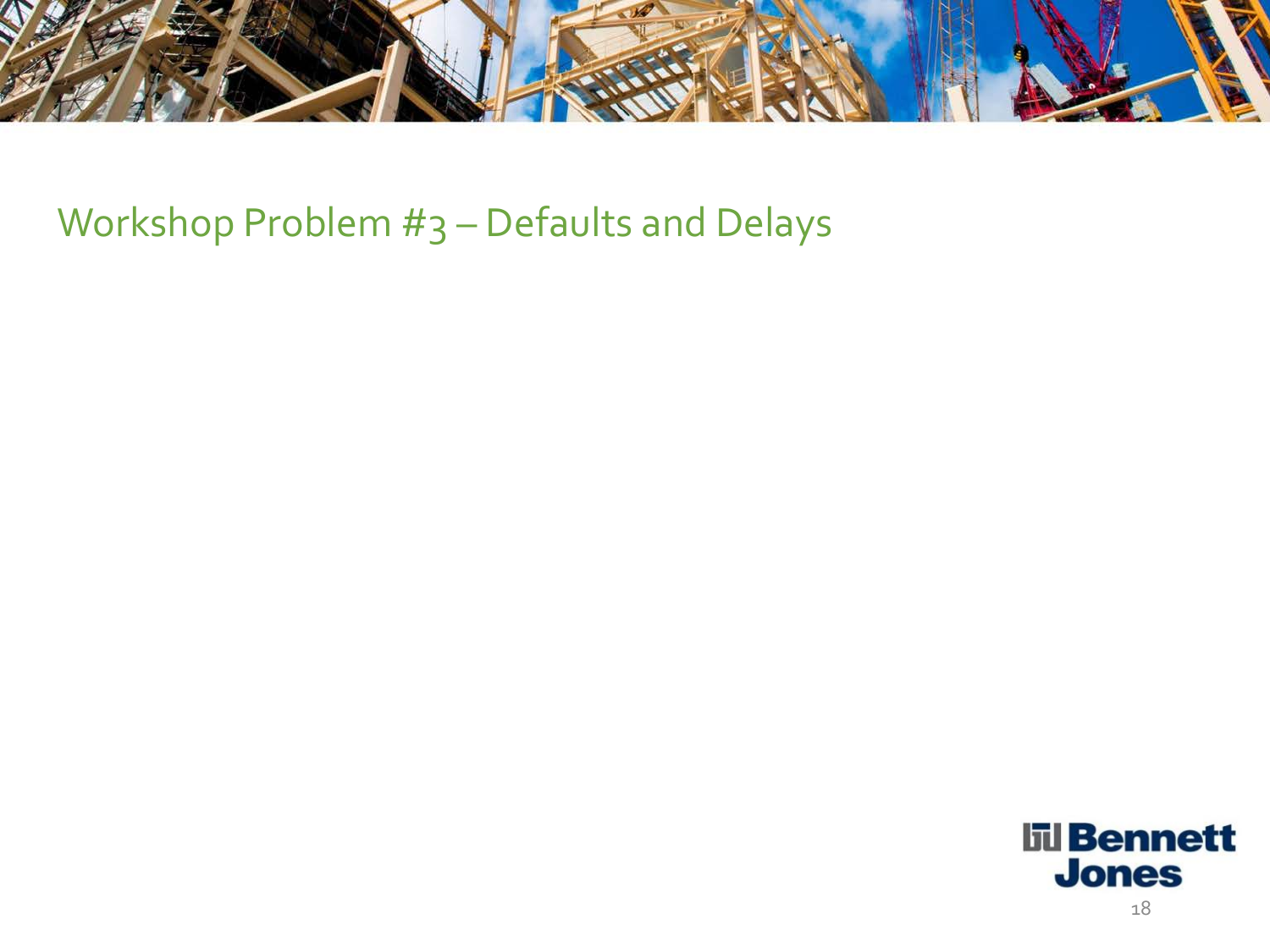# Workshop Problem #3 – Defaults and Delays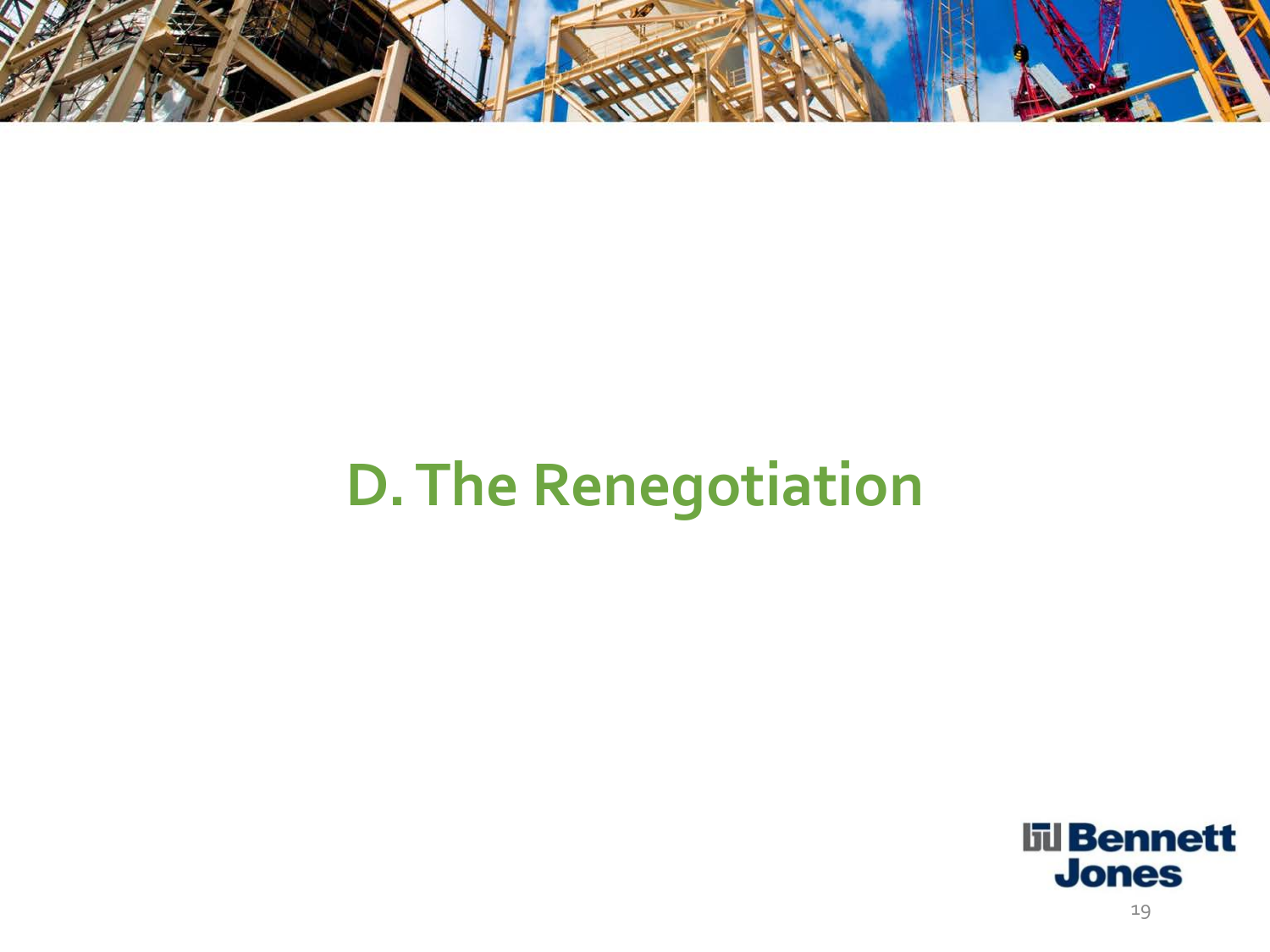# D. The Renegotiation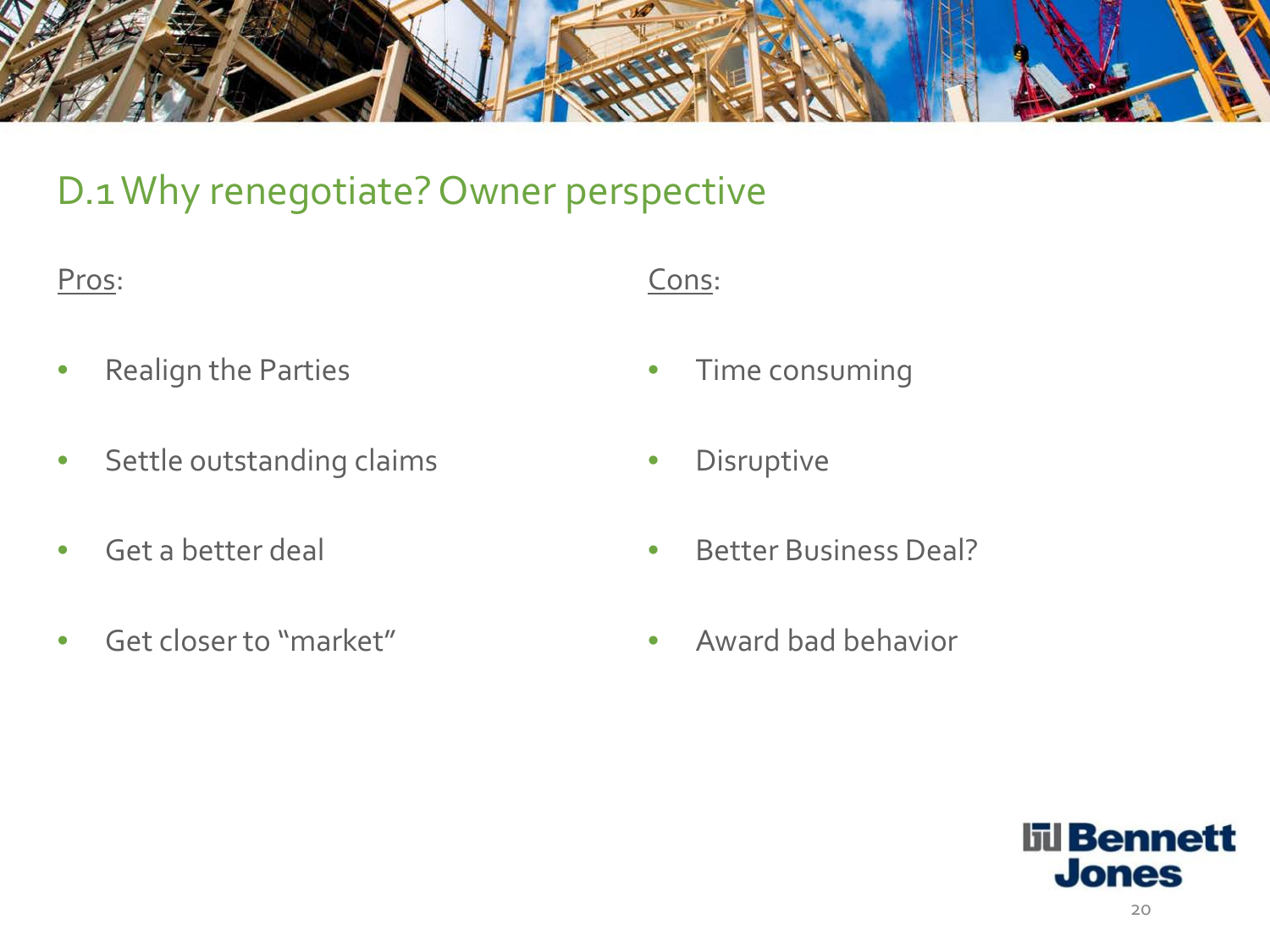## D.1 Why renegotiate? Owner perspective

<u>Pros</u>:

- Realign the Parties
- Settle outstanding claims
- Get a better deal
- Get closer to "market"

<u>Cons</u>:

- Time consuming
- Disruptive
- Better Business Deal?
- Award bad behavior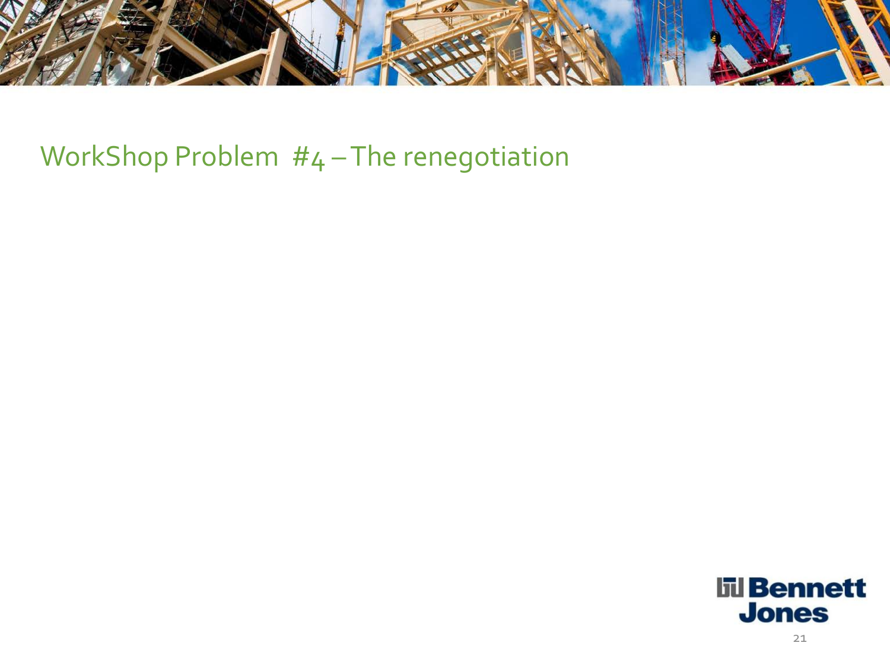# WorkShop Problem #4 – The renegotiation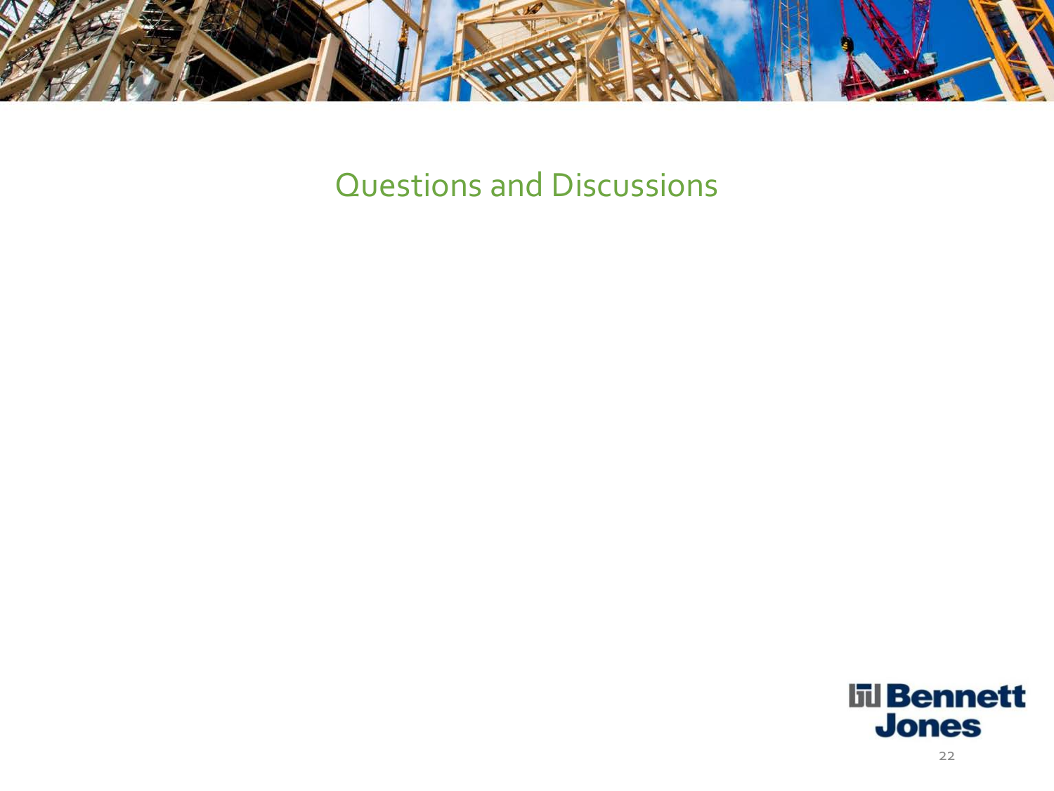# Questions and Discussions